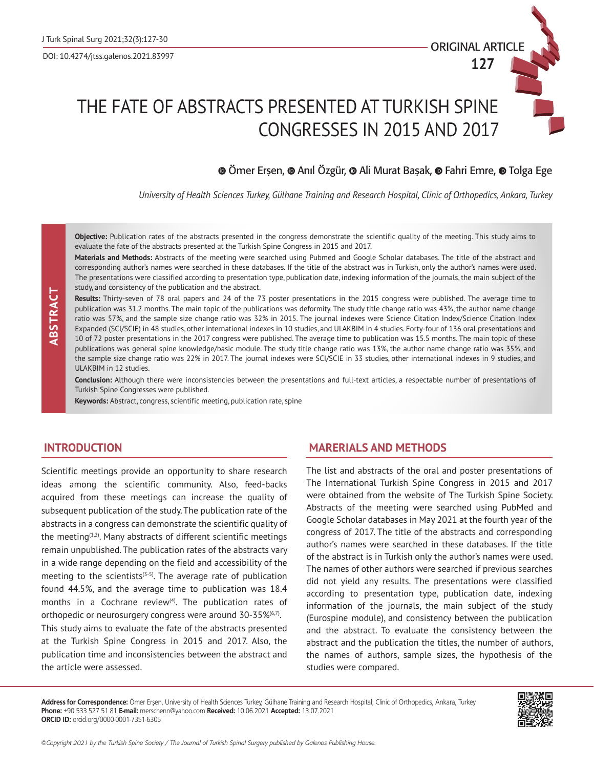ORIGINAL ARTICLE

# THE FATE OF ABSTRACTS PRESENTED AT TURKISH SPINE CONGRESSES IN 2015 AND 2017

Ömer Erşen, Anıl Özgür, Ali Murat Başak, Fahri Emre, Tolga Ege

*University of Health Sciences Turkey, Gülhane Training and Research Hospital, Clinic of Orthopedics, Ankara, Turkey*

## ABSTRACT

**Objective:** Publication rates of the abstracts presented in the congress demonstrate the scientific quality of the meeting. This study aims to evaluate the fate of the abstracts presented at the Turkish Spine Congress in 2015 and 2017.

**Materials and Methods:** Abstracts of the meeting were searched using Pubmed and Google Scholar databases. The title of the abstract and corresponding author's names were searched in these databases. If the title of the abstract was in Turkish, only the author's names were used. The presentations were classified according to presentation type, publication date, indexing information of the journals, the main subject of the study, and consistency of the publication and the abstract.

**Results:** Thirty-seven of 78 oral papers and 24 of the 73 poster presentations in the 2015 congress were published. The average time to publication was 31.2 months. The main topic of the publications was deformity. The study title change ratio was 43%, the author name change ratio was 57%, and the sample size change ratio was 32% in 2015. The journal indexes were Science Citation Index/Science Citation Index Expanded (SCI/SCIE) in 48 studies, other international indexes in 10 studies, and ULAKBIM in 4 studies. Forty-four of 136 oral presentations and 10 of 72 poster presentations in the 2017 congress were published. The average time to publication was 15.5 months. The main topic of these publications was general spine knowledge/basic module. The study title change ratio was 13%, the author name change ratio was 35%, and the sample size change ratio was 22% in 2017. The journal indexes were SCI/SCIE in 33 studies, other international indexes in 9 studies, and ULAKBIM in 12 studies.

**Conclusion:** Although there were inconsistencies between the presentations and full-text articles, a respectable number of presentations of Turkish Spine Congresses were published.

**Keywords:** Abstract, congress, scientific meeting, publication rate, spine

## INTRODUCTION

Scientific meetings provide an opportunity to share research ideas among the scientific community. Also, feed-backs acquired from these meetings can increase the quality of subsequent publication of the study. The publication rate of the abstracts in a congress can demonstrate the scientific quality of the meeting[1,2]. Many abstracts of different scientific meetings remain unpublished. The publication rates of the abstracts vary in a wide range depending on the field and accessibility of the meeting to the scientists[3-5]. The average rate of publication found 44.5%, and the average time to publication was 18.4 months in a Cochrane review[4]. The publication rates of orthopedic or neurosurgery congress were around 30-35%[6,7].

This study aims to evaluate the fate of the abstracts presented at the Turkish Spine Congress in 2015 and 2017. Also, the publication time and inconsistencies between the abstract and the article were assessed.

## MARERIALS AND METHODS

The list and abstracts of the oral and poster presentations of The International Turkish Spine Congress in 2015 and 2017 were obtained from the website of The Turkish Spine Society. Abstracts of the meeting were searched using PubMed and Google Scholar databases in May 2021 at the fourth year of the congress of 2017. The title of the abstracts and corresponding author's names were searched in these databases. If the title of the abstract is in Turkish only the author's names were used. The names of other authors were searched if previous searches did not yield any results. The presentations were classified according to presentation type, publication date, indexing information of the journals, the main subject of the study (Eurospine module), and consistency between the publication and the abstract. To evaluate the consistency between the abstract and the publication the titles, the number of authors, the names of authors, sample sizes, the hypothesis of the studies were compared.

**Address for Correspondence:** Ömer Erşen, University of Health Sciences Turkey, Gülhane Training and Research Hospital, Clinic of Orthopedics, Ankara, Turkey
**Phone:** +90 533 527 51 81 **E-mail:** merschenn@yahoo.com **Received:** 10.06.2021 **Accepted:** 13.07.2021
**ORCID ID:** orcid.org/0000-0001-7351-6305

*©Copyright 2021 by the Turkish Spine Society / The Journal of Turkish Spinal Surgery published by Galenos Publishing House.*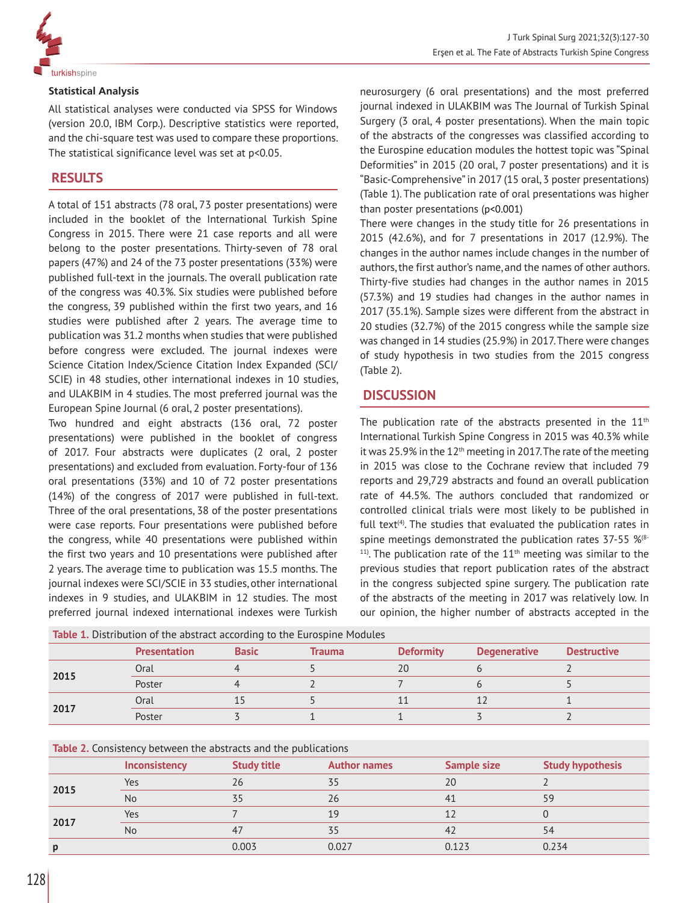### Statistical Analysis

All statistical analyses were conducted via SPSS for Windows (version 20.0, IBM Corp.). Descriptive statistics were reported, and the chi-square test was used to compare these proportions. The statistical significance level was set at $p<0.05$.

## RESULTS

A total of 151 abstracts (78 oral, 73 poster presentations) were included in the booklet of the International Turkish Spine Congress in 2015. There were 21 case reports and all were belong to the poster presentations. Thirty-seven of 78 oral papers (47%) and 24 of the 73 poster presentations (33%) were published full-text in the journals. The overall publication rate of the congress was 40.3%. Six studies were published before the congress, 39 published within the first two years, and 16 studies were published after 2 years. The average time to publication was 31.2 months when studies that were published before congress were excluded. The journal indexes were Science Citation Index/Science Citation Index Expanded (SCI/SCIE) in 48 studies, other international indexes in 10 studies, and ULAKBIM in 4 studies. The most preferred journal was the European Spine Journal (6 oral, 2 poster presentations).

Two hundred and eight abstracts (136 oral, 72 poster presentations) were published in the booklet of congress of 2017. Four abstracts were duplicates (2 oral, 2 poster presentations) and excluded from evaluation. Forty-four of 136 oral presentations (33%) and 10 of 72 poster presentations (14%) of the congress of 2017 were published in full-text. Three of the oral presentations, 38 of the poster presentations were case reports. Four presentations were published before the congress, while 40 presentations were published within the first two years and 10 presentations were published after 2 years. The average time to publication was 15.5 months. The journal indexes were SCI/SCIE in 33 studies, other international indexes in 9 studies, and ULAKBIM in 12 studies. The most preferred journal indexed international indexes were Turkish neurosurgery (6 oral presentations) and the most preferred journal indexed in ULAKBIM was The Journal of Turkish Spinal Surgery (3 oral, 4 poster presentations). When the main topic of the abstracts of the congresses was classified according to the Eurospine education modules the hottest topic was "Spinal Deformities" in 2015 (20 oral, 7 poster presentations) and it is "Basic-Comprehensive" in 2017 (15 oral, 3 poster presentations) (Table 1). The publication rate of oral presentations was higher than poster presentations ($p<0.001$)

There were changes in the study title for 26 presentations in 2015 (42.6%), and for 7 presentations in 2017 (12.9%). The changes in the author names include changes in the number of authors, the first author's name, and the names of other authors. Thirty-five studies had changes in the author names in 2015 (57.3%) and 19 studies had changes in the author names in 2017 (35.1%). Sample sizes were different from the abstract in 20 studies (32.7%) of the 2015 congress while the sample size was changed in 14 studies (25.9%) in 2017. There were changes of study hypothesis in two studies from the 2015 congress (Table 2).

## DISCUSSION

The publication rate of the abstracts presented in the 11th International Turkish Spine Congress in 2015 was 40.3% while it was 25.9% in the 12th meeting in 2017. The rate of the meeting in 2015 was close to the Cochrane review that included 79 reports and 29,729 abstracts and found an overall publication rate of 44.5%. The authors concluded that randomized or controlled clinical trials were most likely to be published in full text[4]. The studies that evaluated the publication rates in spine meetings demonstrated the publication rates 37-55 %[8-11]. The publication rate of the 11th meeting was similar to the previous studies that report publication rates of the abstract in the congress subjected spine surgery. The publication rate of the abstracts of the meeting in 2017 was relatively low. In our opinion, the higher number of abstracts accepted in the

**Table 1.** Distribution of the abstract according to the Eurospine Modules

| | Presentation | Basic | Trauma | Deformity | Degenerative | Destructive |
|---|---|---|---|---|---|---|
| 2015 | Oral | 4 | 5 | 20 | 6 | 2 |
| | Poster | 4 | 2 | 7 | 6 | 5 |
| 2017 | Oral | 15 | 5 | 11 | 12 | 1 |
| | Poster | 3 | 1 | 1 | 3 | 2 |

**Table 2.** Consistency between the abstracts and the publications

| | Inconsistency | Study title | Author names | Sample size | Study hypothesis |
|---|---|---|---|---|---|
| 2015 | Yes | 26 | 35 | 20 | 2 |
| | No | 35 | 26 | 41 | 59 |
| 2017 | Yes | 7 | 19 | 12 | 0 |
| | No | 47 | 35 | 42 | 54 |
| p | | 0.003 | 0.027 | 0.123 | 0.234 |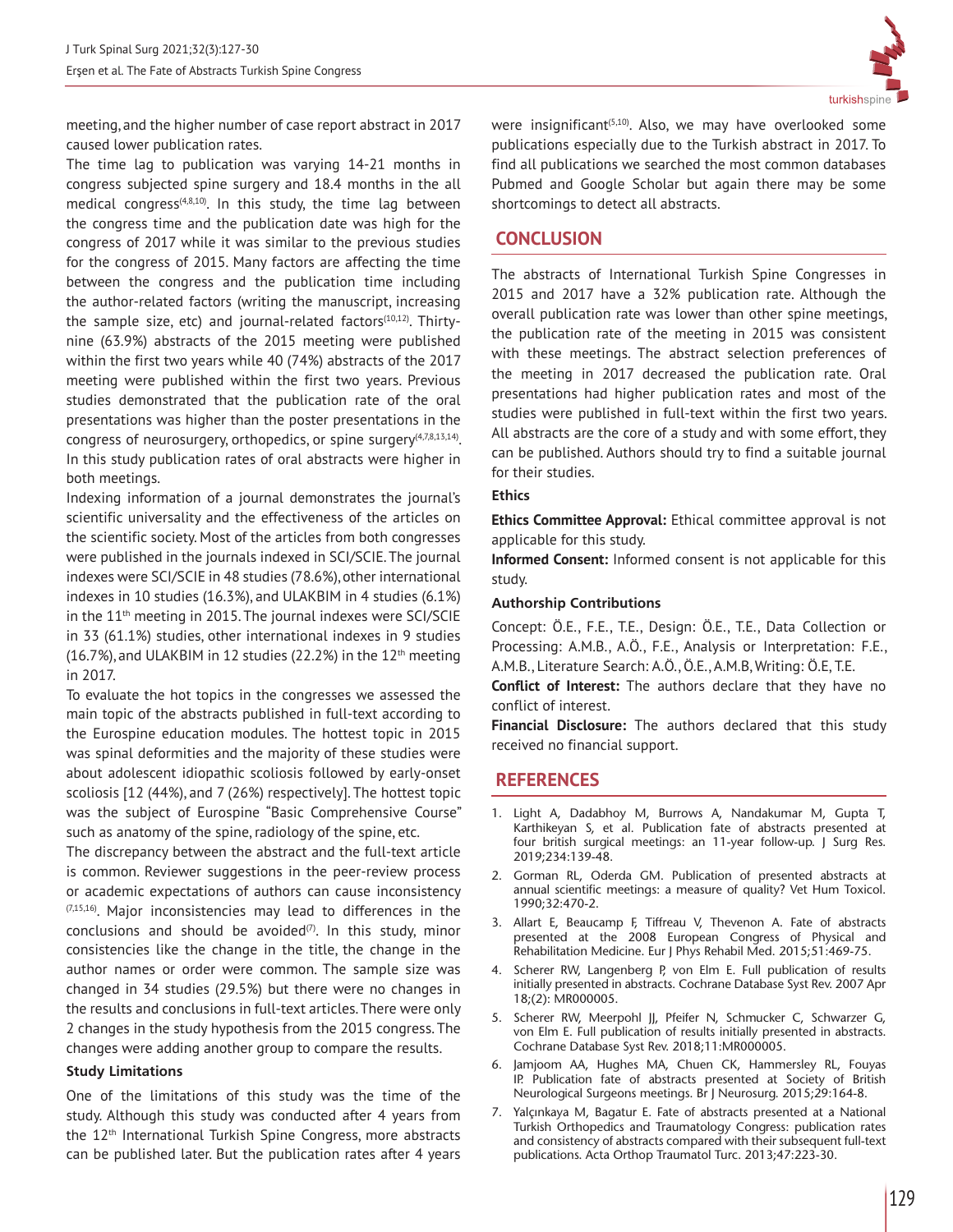meeting, and the higher number of case report abstract in 2017 caused lower publication rates.

The time lag to publication was varying 14-21 months in congress subjected spine surgery and 18.4 months in the all medical congress[4,8,10]. In this study, the time lag between the congress time and the publication date was high for the congress of 2017 while it was similar to the previous studies for the congress of 2015. Many factors are affecting the time between the congress and the publication time including the author-related factors (writing the manuscript, increasing the sample size, etc) and journal-related factors[10,12]. Thirty-nine (63.9%) abstracts of the 2015 meeting were published within the first two years while 40 (74%) abstracts of the 2017 meeting were published within the first two years. Previous studies demonstrated that the publication rate of the oral presentations was higher than the poster presentations in the congress of neurosurgery, orthopedics, or spine surgery[4,7,8,13,14]. In this study publication rates of oral abstracts were higher in both meetings.

Indexing information of a journal demonstrates the journal's scientific universality and the effectiveness of the articles on the scientific society. Most of the articles from both congresses were published in the journals indexed in SCI/SCIE. The journal indexes were SCI/SCIE in 48 studies (78.6%), other international indexes in 10 studies (16.3%), and ULAKBIM in 4 studies (6.1%) in the 11th meeting in 2015. The journal indexes were SCI/SCIE in 33 (61.1%) studies, other international indexes in 9 studies (16.7%), and ULAKBIM in 12 studies (22.2%) in the 12th meeting in 2017.

To evaluate the hot topics in the congresses we assessed the main topic of the abstracts published in full-text according to the Eurospine education modules. The hottest topic in 2015 was spinal deformities and the majority of these studies were about adolescent idiopathic scoliosis followed by early-onset scoliosis [12 (44%), and 7 (26%) respectively]. The hottest topic was the subject of Eurospine "Basic Comprehensive Course" such as anatomy of the spine, radiology of the spine, etc.

The discrepancy between the abstract and the full-text article is common. Reviewer suggestions in the peer-review process or academic expectations of authors can cause inconsistency[7,15,16]. Major inconsistencies may lead to differences in the conclusions and should be avoided[7]. In this study, minor consistencies like the change in the title, the change in the author names or order were common. The sample size was changed in 34 studies (29.5%) but there were no changes in the results and conclusions in full-text articles. There were only 2 changes in the study hypothesis from the 2015 congress. The changes were adding another group to compare the results.

### Study Limitations

One of the limitations of this study was the time of the study. Although this study was conducted after 4 years from the 12th International Turkish Spine Congress, more abstracts can be published later. But the publication rates after 4 years were insignificant[5,10]. Also, we may have overlooked some publications especially due to the Turkish abstract in 2017. To find all publications we searched the most common databases Pubmed and Google Scholar but again there may be some shortcomings to detect all abstracts.

## CONCLUSION

The abstracts of International Turkish Spine Congresses in 2015 and 2017 have a 32% publication rate. Although the overall publication rate was lower than other spine meetings, the publication rate of the meeting in 2015 was consistent with these meetings. The abstract selection preferences of the meeting in 2017 decreased the publication rate. Oral presentations had higher publication rates and most of the studies were published in full-text within the first two years. All abstracts are the core of a study and with some effort, they can be published. Authors should try to find a suitable journal for their studies.

### Ethics

**Ethics Committee Approval:** Ethical committee approval is not applicable for this study.

**Informed Consent:** Informed consent is not applicable for this study.

### Authorship Contributions

Concept: Ö.E., F.E., T.E., Design: Ö.E., T.E., Data Collection or Processing: A.M.B., A.Ö., F.E., Analysis or Interpretation: F.E., A.M.B., Literature Search: A.Ö., Ö.E., A.M.B, Writing: Ö.E, T.E.

**Conflict of Interest:** The authors declare that they have no conflict of interest.

**Financial Disclosure:** The authors declared that this study received no financial support.

## REFERENCES

1. Light A, Dadabhoy M, Burrows A, Nandakumar M, Gupta T, Karthikeyan S, et al. Publication fate of abstracts presented at four british surgical meetings: an 11-year follow-up. J Surg Res. 2019;234:139-48.
2. Gorman RL, Oderda GM. Publication of presented abstracts at annual scientific meetings: a measure of quality? Vet Hum Toxicol. 1990;32:470-2.
3. Allart E, Beaucamp F, Tiffreau V, Thevenon A. Fate of abstracts presented at the 2008 European Congress of Physical and Rehabilitation Medicine. Eur J Phys Rehabil Med. 2015;51:469-75.
4. Scherer RW, Langenberg P, von Elm E. Full publication of results initially presented in abstracts. Cochrane Database Syst Rev. 2007 Apr 18;(2): MR000005.
5. Scherer RW, Meerpohl JJ, Pfeifer N, Schmucker C, Schwarzer G, von Elm E. Full publication of results initially presented in abstracts. Cochrane Database Syst Rev. 2018;11:MR000005.
6. Jamjoom AA, Hughes MA, Chuen CK, Hammersley RL, Fouyas IP. Publication fate of abstracts presented at Society of British Neurological Surgeons meetings. Br J Neurosurg. 2015;29:164-8.
7. Yalçınkaya M, Bagatur E. Fate of abstracts presented at a National Turkish Orthopedics and Traumatology Congress: publication rates and consistency of abstracts compared with their subsequent full-text publications. Acta Orthop Traumatol Turc. 2013;47:223-30.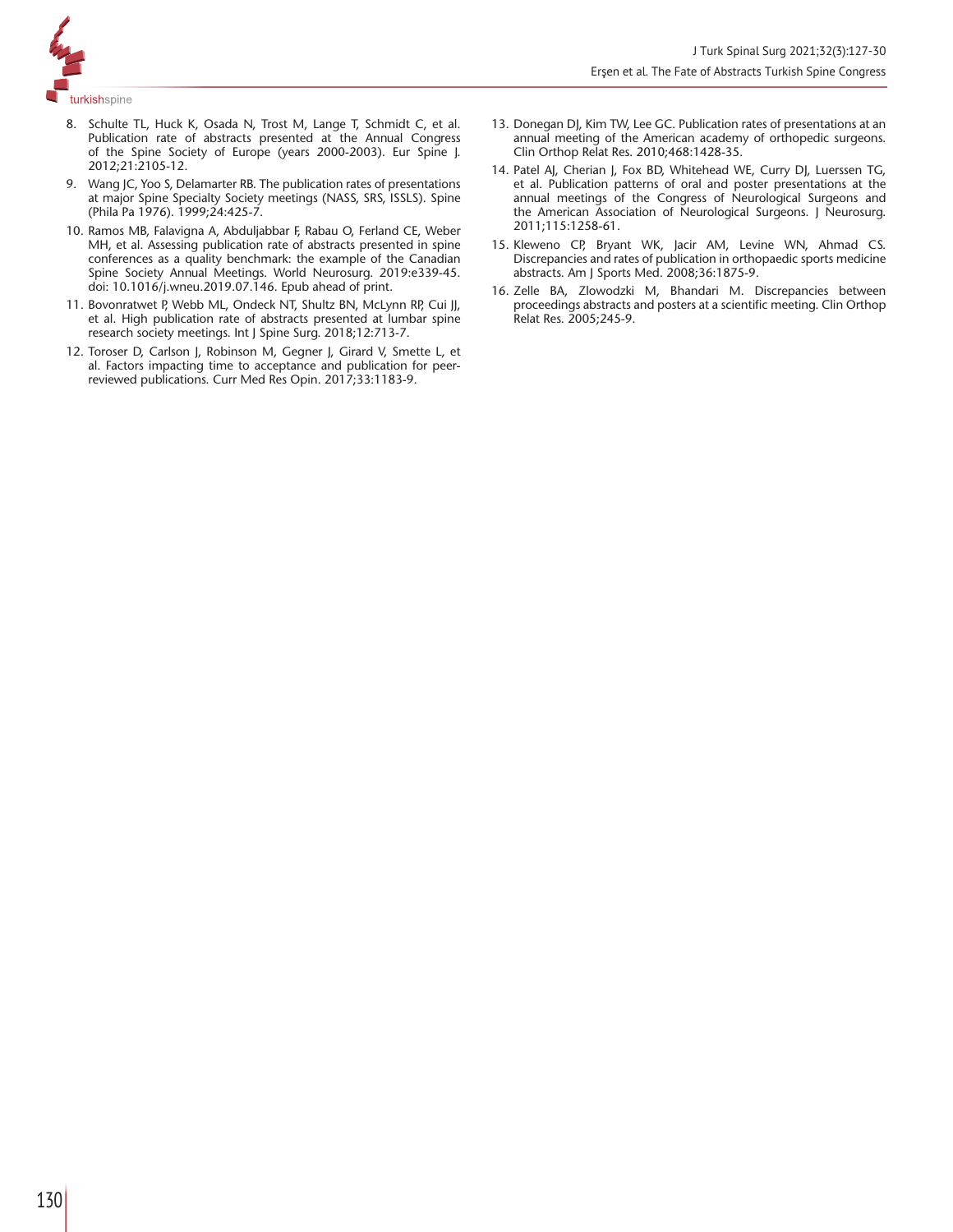8. Schulte TL, Huck K, Osada N, Trost M, Lange T, Schmidt C, et al. Publication rate of abstracts presented at the Annual Congress of the Spine Society of Europe (years 2000-2003). Eur Spine J. 2012;21:2105-12.
9. Wang JC, Yoo S, Delamarter RB. The publication rates of presentations at major Spine Specialty Society meetings (NASS, SRS, ISSLS). Spine (Phila Pa 1976). 1999;24:425-7.
10. Ramos MB, Falavigna A, Abduljabbar F, Rabau O, Ferland CE, Weber MH, et al. Assessing publication rate of abstracts presented in spine conferences as a quality benchmark: the example of the Canadian Spine Society Annual Meetings. World Neurosurg. 2019:e339-45. doi: 10.1016/j.wneu.2019.07.146. Epub ahead of print.
11. Bovonratwet P, Webb ML, Ondeck NT, Shultz BN, McLynn RP, Cui JJ, et al. High publication rate of abstracts presented at lumbar spine research society meetings. Int J Spine Surg. 2018;12:713-7.
12. Toroser D, Carlson J, Robinson M, Gegner J, Girard V, Smette L, et al. Factors impacting time to acceptance and publication for peer-reviewed publications. Curr Med Res Opin. 2017;33:1183-9.
13. Donegan DJ, Kim TW, Lee GC. Publication rates of presentations at an annual meeting of the American academy of orthopedic surgeons. Clin Orthop Relat Res. 2010;468:1428-35.
14. Patel AJ, Cherian J, Fox BD, Whitehead WE, Curry DJ, Luerssen TG, et al. Publication patterns of oral and poster presentations at the annual meetings of the Congress of Neurological Surgeons and the American Association of Neurological Surgeons. J Neurosurg. 2011;115:1258-61.
15. Kleweno CP, Bryant WK, Jacir AM, Levine WN, Ahmad CS. Discrepancies and rates of publication in orthopaedic sports medicine abstracts. Am J Sports Med. 2008;36:1875-9.
16. Zelle BA, Zlowodzki M, Bhandari M. Discrepancies between proceedings abstracts and posters at a scientific meeting. Clin Orthop Relat Res. 2005;245-9.